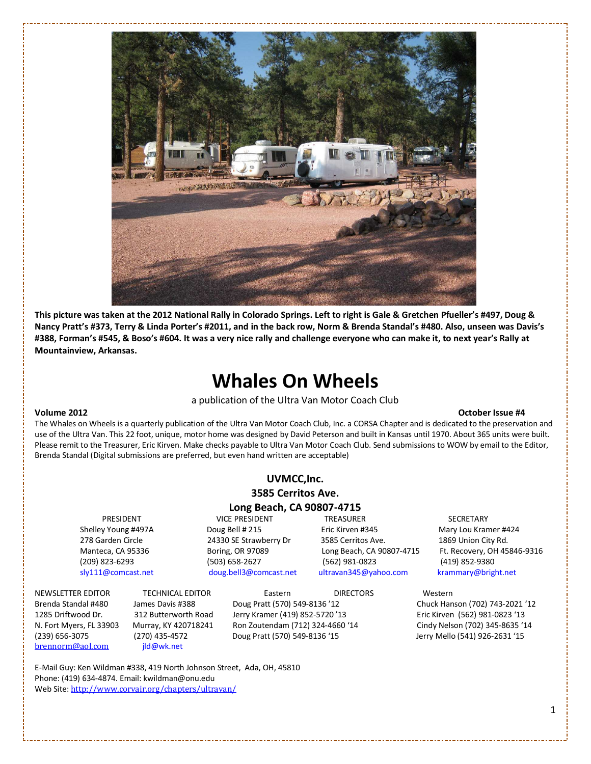**This picture was taken at the 2012 National Rally in Colorado Springs. Left to right is Gale & Gretchen Pfueller's #497, Doug & Nancy Pratt's #373, Terry & Linda Porter's #2011, and in the back row, Norm & Brenda Standal's #480. Also, unseen was Davis's #388, Forman's #545, & Boso's #604. It was a very nice rally and challenge everyone who can make it, to next year's Rally at Mountainview, Arkansas.**

# Whales On Wheels

a publication of the Ultra Van Motor Coach Club

**Volume 2012** **October Issue #4**

The Whales on Wheels is a quarterly publication of the Ultra Van Motor Coach Club, Inc. a CORSA Chapter and is dedicated to the preservation and use of the Ultra Van. This 22 foot, unique, motor home was designed by David Peterson and built in Kansas until 1970. About 365 units were built. Please remit to the Treasurer, Eric Kirven. Make checks payable to Ultra Van Motor Coach Club. Send submissions to WOW by email to the Editor, Brenda Standal (Digital submissions are preferred, but even hand written are acceptable)

**UVMCC,Inc.**
**3585 Cerritos Ave.**
**Long Beach, CA 90807-4715**

| PRESIDENT | VICE PRESIDENT | TREASURER | SECRETARY |
|---|---|---|---|
| Shelley Young #497A | Doug Bell # 215 | Eric Kirven #345 | Mary Lou Kramer #424 |
| 278 Garden Circle | 24330 SE Strawberry Dr | 3585 Cerritos Ave. | 1869 Union City Rd. |
| Manteca, CA 95336 | Boring, OR 97089 | Long Beach, CA 90807-4715 | Ft. Recovery, OH 45846-9316 |
| (209) 823-6293 | (503) 658-2627 | (562) 981-0823 | (419) 852-9380 |
| sly111@comcast.net | doug.bell3@comcast.net | ultravan345@yahoo.com | krammary@bright.net |

| NEWSLETTER EDITOR | TECHNICAL EDITOR | DIRECTORS Eastern | DIRECTORS Western |
|---|---|---|---|
| Brenda Standal #480 | James Davis #388 | Doug Pratt (570) 549-8136 '12 | Chuck Hanson (702) 743-2021 '12 |
| 1285 Driftwood Dr. | 312 Butterworth Road | Jerry Kramer (419) 852-5720 '13 | Eric Kirven (562) 981-0823 '13 |
| N. Fort Myers, FL 33903 | Murray, KY 420718241 | Ron Zoutendam (712) 324-4660 '14 | Cindy Nelson (702) 345-8635 '14 |
| (239) 656-3075 | (270) 435-4572 | Doug Pratt (570) 549-8136 '15 | Jerry Mello (541) 926-2631 '15 |
| brennorm@aol.com | jld@wk.net | | |

E-Mail Guy: Ken Wildman #338, 419 North Johnson Street, Ada, OH, 45810
Phone: (419) 634-4874. Email: kwildman@onu.edu
Web Site: http://www.corvair.org/chapters/ultravan/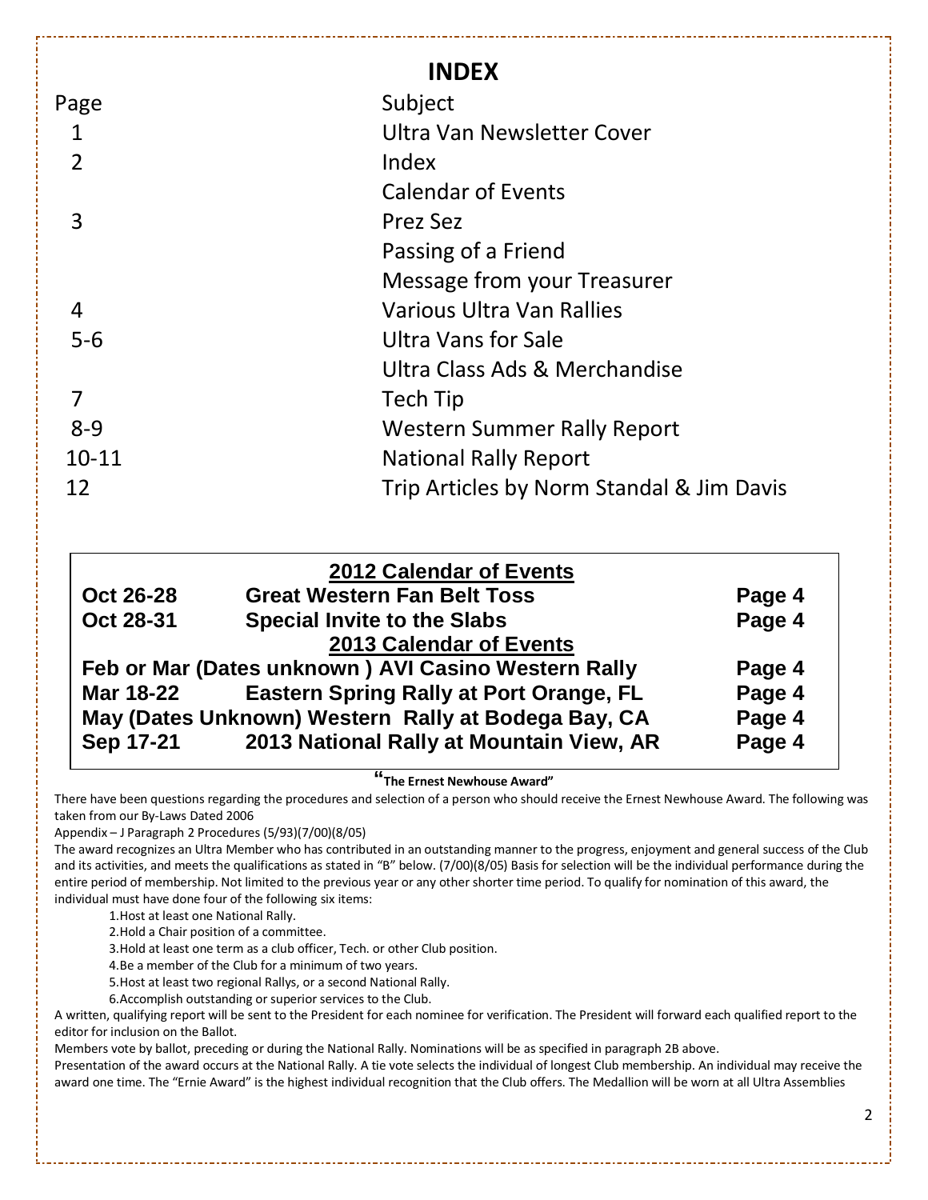# INDEX

| Page | Subject |
|---|---|
| 1 | Ultra Van Newsletter Cover |
| 2 | Index |
| | Calendar of Events |
| 3 | Prez Sez |
| | Passing of a Friend |
| | Message from your Treasurer |
| 4 | Various Ultra Van Rallies |
| 5-6 | Ultra Vans for Sale |
| | Ultra Class Ads & Merchandise |
| 7 | Tech Tip |
| 8-9 | Western Summer Rally Report |
| 10-11 | National Rally Report |
| 12 | Trip Articles by Norm Standal & Jim Davis |

| 2012 Calendar of Events | | |
|---|---|---|
| **Oct 26-28** | **Great Western Fan Belt Toss** | **Page 4** |
| **Oct 28-31** | **Special Invite to the Slabs** | **Page 4** |
| **2013 Calendar of Events** | | |
| **Feb or Mar (Dates unknown )** | **AVI Casino Western Rally** | **Page 4** |
| **Mar 18-22** | **Eastern Spring Rally at Port Orange, FL** | **Page 4** |
| **May (Dates Unknown)** | **Western Rally at Bodega Bay, CA** | **Page 4** |
| **Sep 17-21** | **2013 National Rally at Mountain View, AR** | **Page 4** |

### "The Ernest Newhouse Award"

There have been questions regarding the procedures and selection of a person who should receive the Ernest Newhouse Award. The following was taken from our By-Laws Dated 2006

Appendix – J Paragraph 2 Procedures (5/93)(7/00)(8/05)

The award recognizes an Ultra Member who has contributed in an outstanding manner to the progress, enjoyment and general success of the Club and its activities, and meets the qualifications as stated in "B" below. (7/00)(8/05) Basis for selection will be the individual performance during the entire period of membership. Not limited to the previous year or any other shorter time period. To qualify for nomination of this award, the individual must have done four of the following six items:

1. Host at least one National Rally.
2. Hold a Chair position of a committee.
3. Hold at least one term as a club officer, Tech. or other Club position.
4. Be a member of the Club for a minimum of two years.
5. Host at least two regional Rallys, or a second National Rally.
6. Accomplish outstanding or superior services to the Club.

A written, qualifying report will be sent to the President for each nominee for verification. The President will forward each qualified report to the editor for inclusion on the Ballot.

Members vote by ballot, preceding or during the National Rally. Nominations will be as specified in paragraph 2B above.

Presentation of the award occurs at the National Rally. A tie vote selects the individual of longest Club membership. An individual may receive the award one time. The "Ernie Award" is the highest individual recognition that the Club offers. The Medallion will be worn at all Ultra Assemblies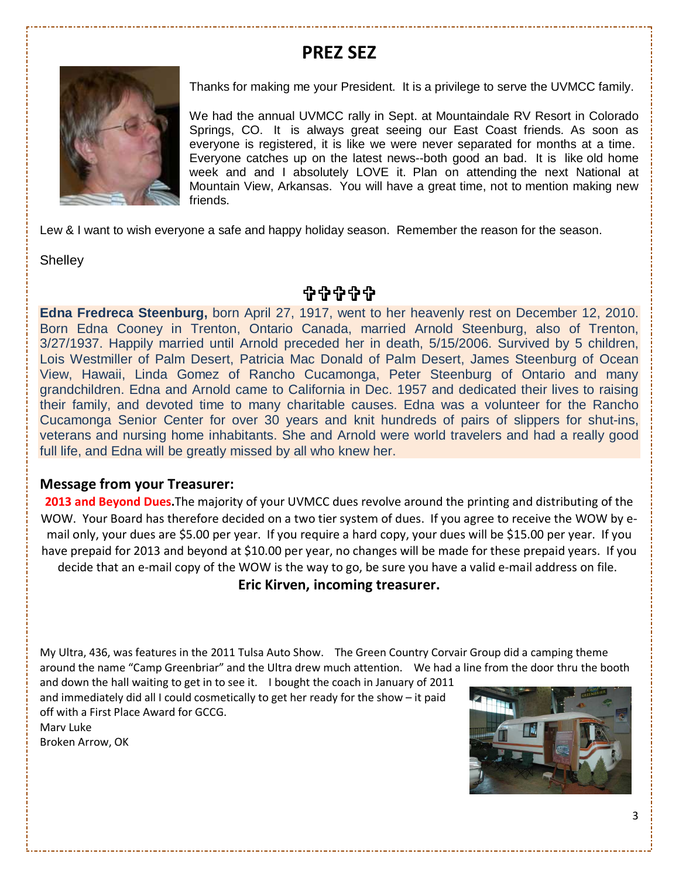# PREZ SEZ

Thanks for making me your President. It is a privilege to serve the UVMCC family.

We had the annual UVMCC rally in Sept. at Mountaindale RV Resort in Colorado Springs, CO. It is always great seeing our East Coast friends. As soon as everyone is registered, it is like we were never separated for months at a time. Everyone catches up on the latest news--both good an bad. It is like old home week and and I absolutely LOVE it. Plan on attending the next National at Mountain View, Arkansas. You will have a great time, not to mention making new friends.

Lew & I want to wish everyone a safe and happy holiday season. Remember the reason for the season.

Shelley

✞✞✞✞✞

**Edna Fredreca Steenburg,** born April 27, 1917, went to her heavenly rest on December 12, 2010. Born Edna Cooney in Trenton, Ontario Canada, married Arnold Steenburg, also of Trenton, 3/27/1937. Happily married until Arnold preceded her in death, 5/15/2006. Survived by 5 children, Lois Westmiller of Palm Desert, Patricia Mac Donald of Palm Desert, James Steenburg of Ocean View, Hawaii, Linda Gomez of Rancho Cucamonga, Peter Steenburg of Ontario and many grandchildren. Edna and Arnold came to California in Dec. 1957 and dedicated their lives to raising their family, and devoted time to many charitable causes. Edna was a volunteer for the Rancho Cucamonga Senior Center for over 30 years and knit hundreds of pairs of slippers for shut-ins, veterans and nursing home inhabitants. She and Arnold were world travelers and had a really good full life, and Edna will be greatly missed by all who knew her.

## Message from your Treasurer:

**2013 and Beyond Dues.** The majority of your UVMCC dues revolve around the printing and distributing of the WOW. Your Board has therefore decided on a two tier system of dues. If you agree to receive the WOW by e-mail only, your dues are $5.00 per year. If you require a hard copy, your dues will be $15.00 per year. If you have prepaid for 2013 and beyond at $10.00 per year, no changes will be made for these prepaid years. If you decide that an e-mail copy of the WOW is the way to go, be sure you have a valid e-mail address on file.

**Eric Kirven, incoming treasurer.**

My Ultra, 436, was features in the 2011 Tulsa Auto Show. The Green Country Corvair Group did a camping theme around the name "Camp Greenbriar" and the Ultra drew much attention. We had a line from the door thru the booth and down the hall waiting to get in to see it. I bought the coach in January of 2011 and immediately did all I could cosmetically to get her ready for the show – it paid off with a First Place Award for GCCG.

Marv Luke  
Broken Arrow, OK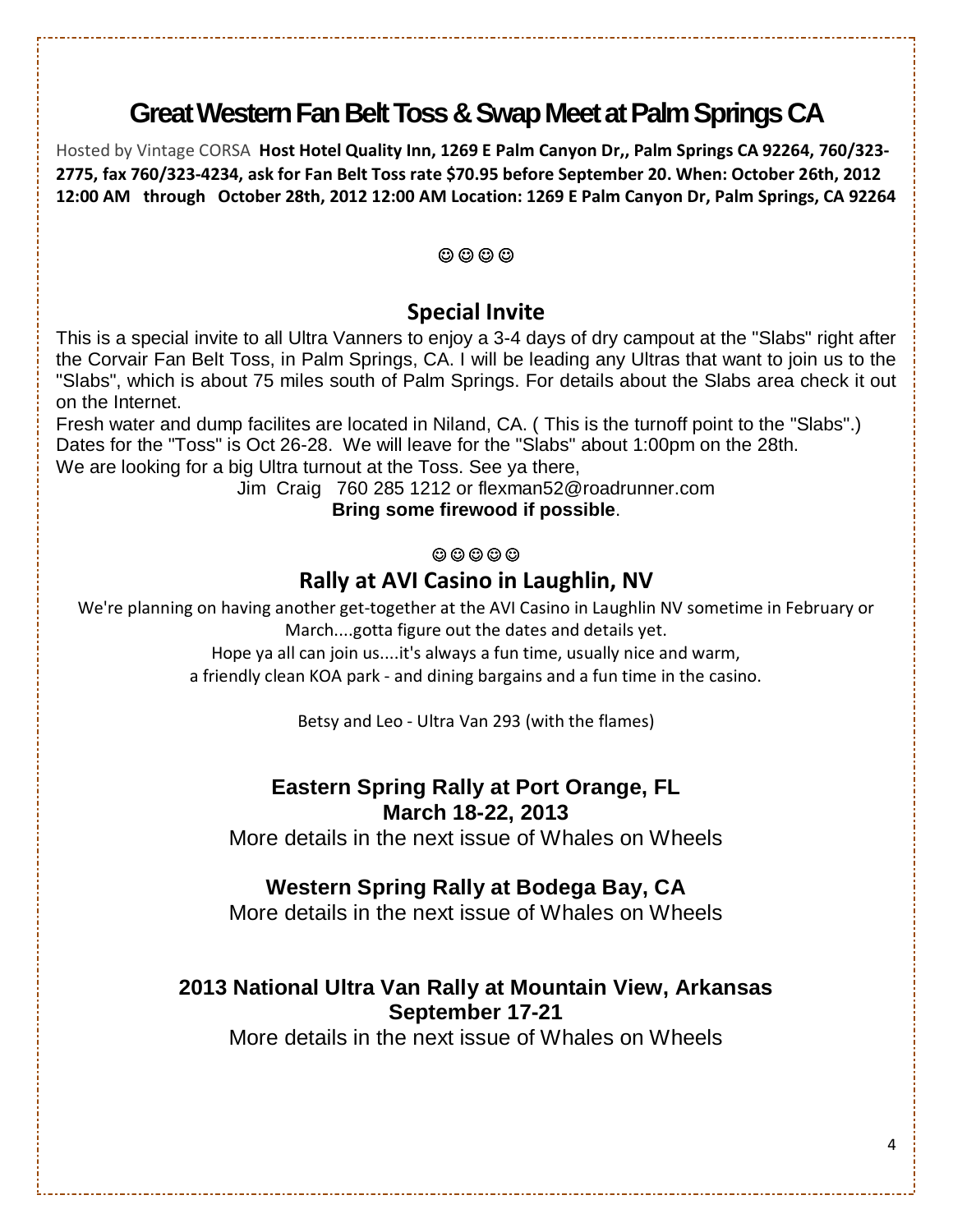# Great Western Fan Belt Toss & Swap Meet at Palm Springs CA

Hosted by Vintage CORSA **Host Hotel Quality Inn, 1269 E Palm Canyon Dr,, Palm Springs CA 92264, 760/323-2775, fax 760/323-4234, ask for Fan Belt Toss rate $70.95 before September 20. When: October 26th, 2012 12:00 AM through October 28th, 2012 12:00 AM Location: 1269 E Palm Canyon Dr, Palm Springs, CA 92264**

☺☺☺☺

## Special Invite

This is a special invite to all Ultra Vanners to enjoy a 3-4 days of dry campout at the "Slabs" right after the Corvair Fan Belt Toss, in Palm Springs, CA. I will be leading any Ultras that want to join us to the "Slabs", which is about 75 miles south of Palm Springs. For details about the Slabs area check it out on the Internet.

Fresh water and dump facilites are located in Niland, CA. ( This is the turnoff point to the "Slabs".) Dates for the "Toss" is Oct 26-28. We will leave for the "Slabs" about 1:00pm on the 28th.

We are looking for a big Ultra turnout at the Toss. See ya there,

Jim Craig 760 285 1212 or flexman52@roadrunner.com

**Bring some firewood if possible**.

☺☺☺☺☺

## Rally at AVI Casino in Laughlin, NV

We're planning on having another get-together at the AVI Casino in Laughlin NV sometime in February or March....gotta figure out the dates and details yet.

Hope ya all can join us....it's always a fun time, usually nice and warm,
a friendly clean KOA park - and dining bargains and a fun time in the casino.

Betsy and Leo - Ultra Van 293 (with the flames)

## Eastern Spring Rally at Port Orange, FL
## March 18-22, 2013

More details in the next issue of Whales on Wheels

## Western Spring Rally at Bodega Bay, CA

More details in the next issue of Whales on Wheels

## 2013 National Ultra Van Rally at Mountain View, Arkansas
## September 17-21

More details in the next issue of Whales on Wheels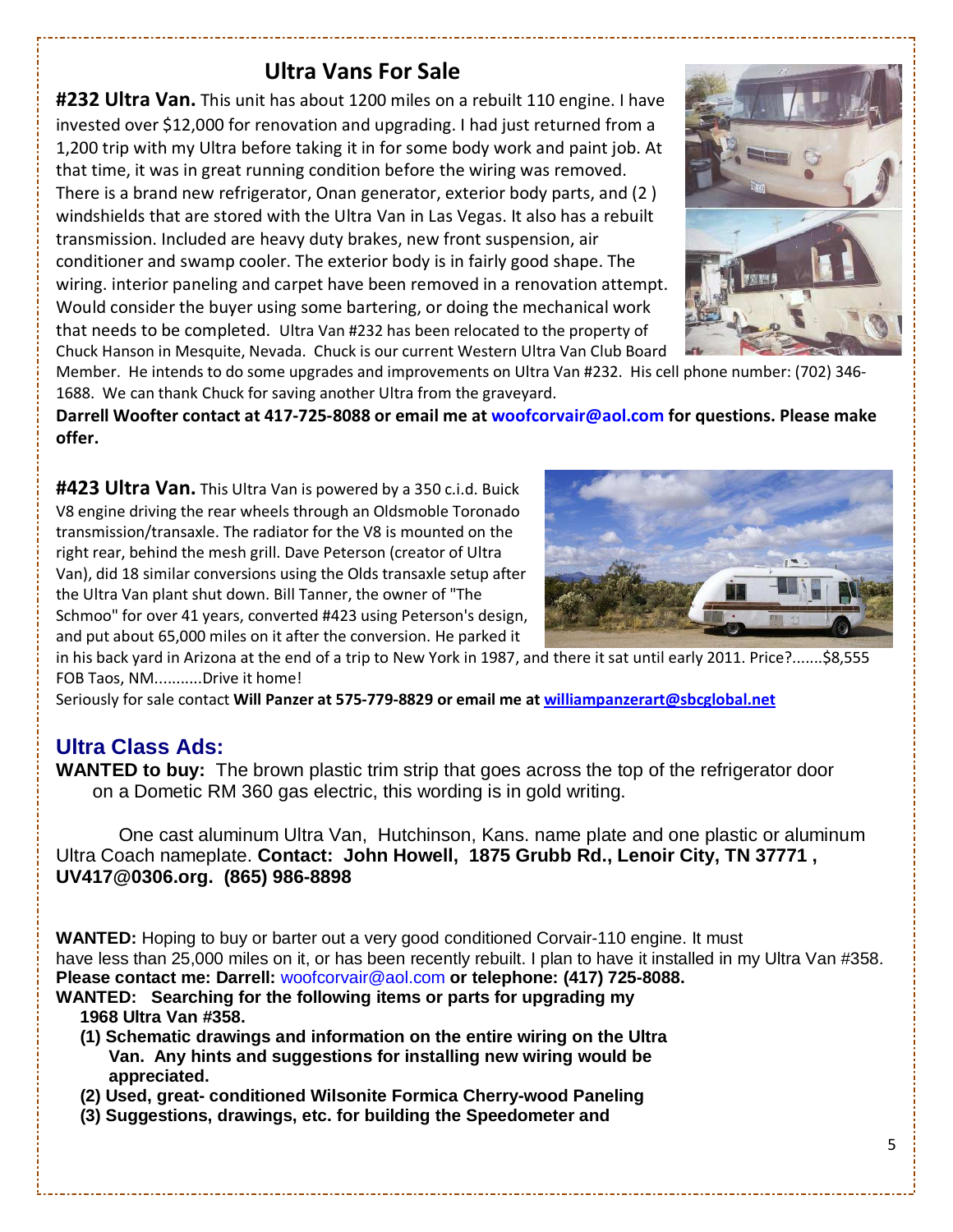## Ultra Vans For Sale

**#232 Ultra Van.** This unit has about 1200 miles on a rebuilt 110 engine. I have invested over $12,000 for renovation and upgrading. I had just returned from a 1,200 trip with my Ultra before taking it in for some body work and paint job. At that time, it was in great running condition before the wiring was removed. There is a brand new refrigerator, Onan generator, exterior body parts, and (2 ) windshields that are stored with the Ultra Van in Las Vegas. It also has a rebuilt transmission. Included are heavy duty brakes, new front suspension, air conditioner and swamp cooler. The exterior body is in fairly good shape. The wiring. interior paneling and carpet have been removed in a renovation attempt. Would consider the buyer using some bartering, or doing the mechanical work that needs to be completed. Ultra Van #232 has been relocated to the property of Chuck Hanson in Mesquite, Nevada. Chuck is our current Western Ultra Van Club Board Member. He intends to do some upgrades and improvements on Ultra Van #232. His cell phone number: (702) 346-1688. We can thank Chuck for saving another Ultra from the graveyard.

**Darrell Woofter contact at 417-725-8088 or email me at woofcorvair@aol.com for questions. Please make offer.**

**#423 Ultra Van.** This Ultra Van is powered by a 350 c.i.d. Buick V8 engine driving the rear wheels through an Oldsmoble Toronado transmission/transaxle. The radiator for the V8 is mounted on the right rear, behind the mesh grill. Dave Peterson (creator of Ultra Van), did 18 similar conversions using the Olds transaxle setup after the Ultra Van plant shut down. Bill Tanner, the owner of "The Schmoo" for over 41 years, converted #423 using Peterson's design, and put about 65,000 miles on it after the conversion. He parked it in his back yard in Arizona at the end of a trip to New York in 1987, and there it sat until early 2011. Price?.......$8,555 FOB Taos, NM...........Drive it home!

Seriously for sale contact **Will Panzer at 575-779-8829 or email me at williampanzerart@sbcglobal.net**

## Ultra Class Ads:

**WANTED to buy:** The brown plastic trim strip that goes across the top of the refrigerator door on a Dometic RM 360 gas electric, this wording is in gold writing.

One cast aluminum Ultra Van, Hutchinson, Kans. name plate and one plastic or aluminum Ultra Coach nameplate. **Contact: John Howell, 1875 Grubb Rd., Lenoir City, TN 37771 , UV417@0306.org. (865) 986-8898**

**WANTED:** Hoping to buy or barter out a very good conditioned Corvair-110 engine. It must have less than 25,000 miles on it, or has been recently rebuilt. I plan to have it installed in my Ultra Van #358. **Please contact me: Darrell:** woofcorvair@aol.com **or telephone: (417) 725-8088.**

**WANTED: Searching for the following items or parts for upgrading my 1968 Ultra Van #358.**

**(1) Schematic drawings and information on the entire wiring on the Ultra Van. Any hints and suggestions for installing new wiring would be appreciated.**

**(2) Used, great- conditioned Wilsonite Formica Cherry-wood Paneling**

**(3) Suggestions, drawings, etc. for building the Speedometer and**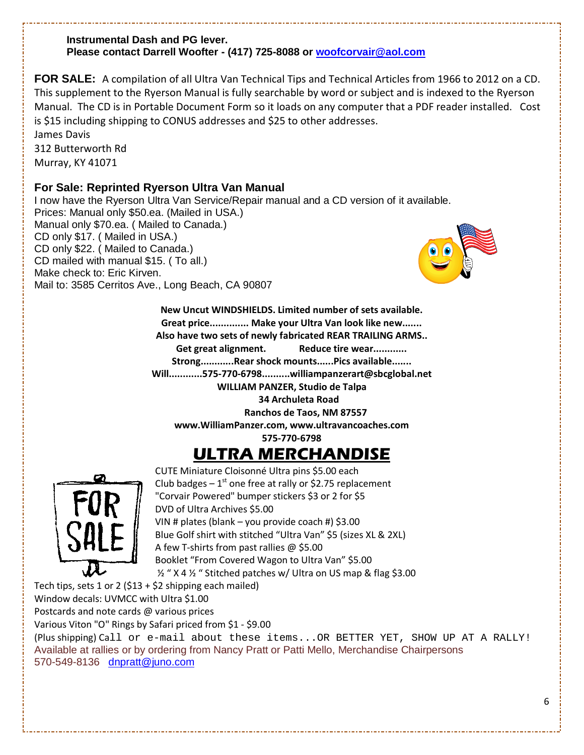**Instrumental Dash and PG lever.**
**Please contact Darrell Woofter - (417) 725-8088 or woofcorvair@aol.com**

**FOR SALE:** A compilation of all Ultra Van Technical Tips and Technical Articles from 1966 to 2012 on a CD. This supplement to the Ryerson Manual is fully searchable by word or subject and is indexed to the Ryerson Manual. The CD is in Portable Document Form so it loads on any computer that a PDF reader installed. Cost is $15 including shipping to CONUS addresses and $25 to other addresses.
James Davis
312 Butterworth Rd
Murray, KY 41071

### For Sale: Reprinted Ryerson Ultra Van Manual

I now have the Ryerson Ultra Van Service/Repair manual and a CD version of it available.
Prices: Manual only $50.ea. (Mailed in USA.)
Manual only $70.ea. ( Mailed to Canada.)
CD only $17. ( Mailed in USA.)
CD only $22. ( Mailed to Canada.)
CD mailed with manual $15. ( To all.)
Make check to: Eric Kirven.
Mail to: 3585 Cerritos Ave., Long Beach, CA 90807

**New Uncut WINDSHIELDS. Limited number of sets available.**
**Great price............. Make your Ultra Van look like new.......**
**Also have two sets of newly fabricated REAR TRAILING ARMS..**
**Get great alignment. Reduce tire wear...........**
**Strong............Rear shock mounts......Pics available.......**
**Will............575-770-6798..........williampanzerart@sbcglobal.net**
**WILLIAM PANZER, Studio de Talpa**
**34 Archuleta Road**
**Ranchos de Taos, NM 87557**
**www.WilliamPanzer.com, www.ultravancoaches.com**
**575-770-6798**

## ULTRA MERCHANDISE

CUTE Miniature Cloisonné Ultra pins $5.00 each
Club badges – 1st one free at rally or $2.75 replacement
"Corvair Powered" bumper stickers $3 or 2 for $5
DVD of Ultra Archives $5.00
VIN # plates (blank – you provide coach #) $3.00
Blue Golf shirt with stitched "Ultra Van" $5 (sizes XL & 2XL)
A few T-shirts from past rallies @ $5.00
Booklet "From Covered Wagon to Ultra Van" $5.00
½ " X 4 ½ " Stitched patches w/ Ultra on US map & flag $3.00
Tech tips, sets 1 or 2 ($13 + $2 shipping each mailed)
Window decals: UVMCC with Ultra $1.00
Postcards and note cards @ various prices
Various Viton "O" Rings by Safari priced from $1 - $9.00
(Plus shipping) Call or e-mail about these items...OR BETTER YET, SHOW UP AT A RALLY!
Available at rallies or by ordering from Nancy Pratt or Patti Mello, Merchandise Chairpersons
570-549-8136 dnpratt@juno.com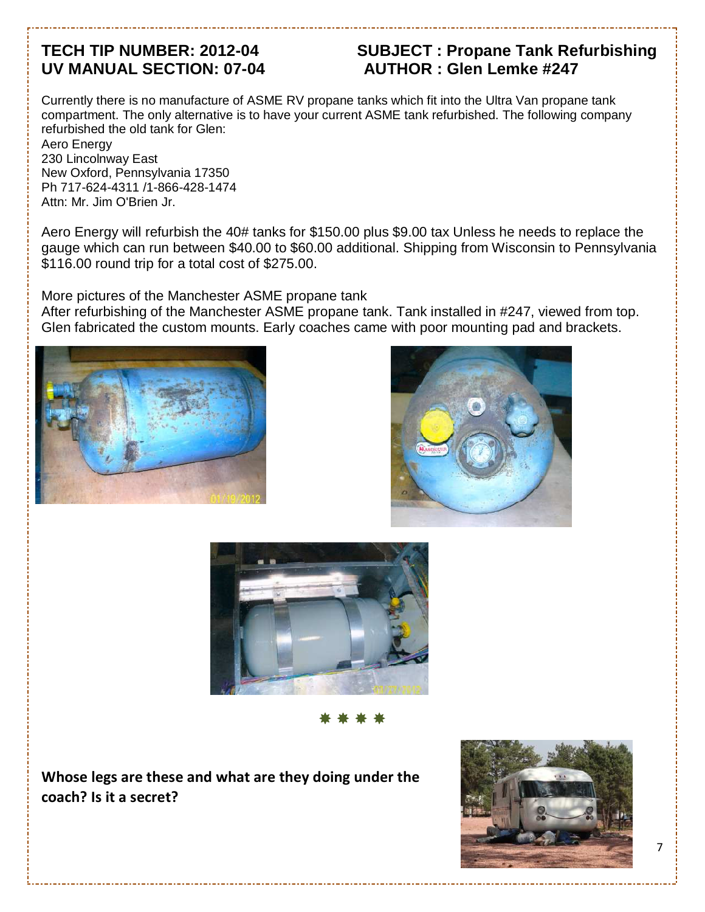**TECH TIP NUMBER: 2012-04** **SUBJECT : Propane Tank Refurbishing**
**UV MANUAL SECTION: 07-04** **AUTHOR : Glen Lemke #247**

Currently there is no manufacture of ASME RV propane tanks which fit into the Ultra Van propane tank compartment. The only alternative is to have your current ASME tank refurbished. The following company refurbished the old tank for Glen:

Aero Energy
230 Lincolnway East
New Oxford, Pennsylvania 17350
Ph 717-624-4311 /1-866-428-1474
Attn: Mr. Jim O'Brien Jr.

Aero Energy will refurbish the 40# tanks for $150.00 plus $9.00 tax Unless he needs to replace the gauge which can run between $40.00 to $60.00 additional. Shipping from Wisconsin to Pennsylvania $116.00 round trip for a total cost of $275.00.

More pictures of the Manchester ASME propane tank
After refurbishing of the Manchester ASME propane tank. Tank installed in #247, viewed from top. Glen fabricated the custom mounts. Early coaches came with poor mounting pad and brackets.

\* \* \* \*

**Whose legs are these and what are they doing under the coach? Is it a secret?**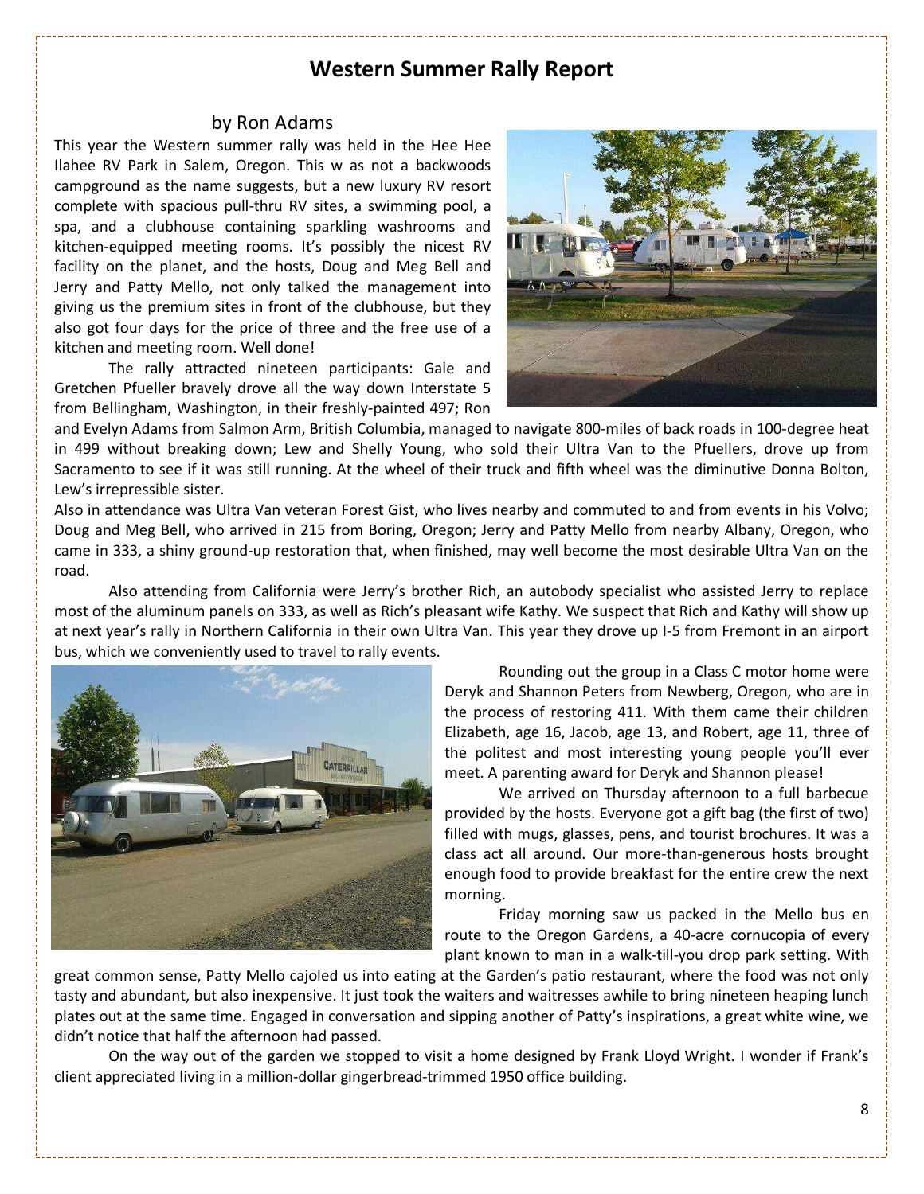# Western Summer Rally Report

by Ron Adams

This year the Western summer rally was held in the Hee Hee Ilahee RV Park in Salem, Oregon. This w as not a backwoods campground as the name suggests, but a new luxury RV resort complete with spacious pull-thru RV sites, a swimming pool, a spa, and a clubhouse containing sparkling washrooms and kitchen-equipped meeting rooms. It's possibly the nicest RV facility on the planet, and the hosts, Doug and Meg Bell and Jerry and Patty Mello, not only talked the management into giving us the premium sites in front of the clubhouse, but they also got four days for the price of three and the free use of a kitchen and meeting room. Well done!

The rally attracted nineteen participants: Gale and Gretchen Pfueller bravely drove all the way down Interstate 5 from Bellingham, Washington, in their freshly-painted 497; Ron and Evelyn Adams from Salmon Arm, British Columbia, managed to navigate 800-miles of back roads in 100-degree heat in 499 without breaking down; Lew and Shelly Young, who sold their Ultra Van to the Pfuellers, drove up from Sacramento to see if it was still running. At the wheel of their truck and fifth wheel was the diminutive Donna Bolton, Lew's irrepressible sister.

Also in attendance was Ultra Van veteran Forest Gist, who lives nearby and commuted to and from events in his Volvo; Doug and Meg Bell, who arrived in 215 from Boring, Oregon; Jerry and Patty Mello from nearby Albany, Oregon, who came in 333, a shiny ground-up restoration that, when finished, may well become the most desirable Ultra Van on the road.

Also attending from California were Jerry's brother Rich, an autobody specialist who assisted Jerry to replace most of the aluminum panels on 333, as well as Rich's pleasant wife Kathy. We suspect that Rich and Kathy will show up at next year's rally in Northern California in their own Ultra Van. This year they drove up I-5 from Fremont in an airport bus, which we conveniently used to travel to rally events.

Rounding out the group in a Class C motor home were Deryk and Shannon Peters from Newberg, Oregon, who are in the process of restoring 411. With them came their children Elizabeth, age 16, Jacob, age 13, and Robert, age 11, three of the politest and most interesting young people you'll ever meet. A parenting award for Deryk and Shannon please!

We arrived on Thursday afternoon to a full barbecue provided by the hosts. Everyone got a gift bag (the first of two) filled with mugs, glasses, pens, and tourist brochures. It was a class act all around. Our more-than-generous hosts brought enough food to provide breakfast for the entire crew the next morning.

Friday morning saw us packed in the Mello bus en route to the Oregon Gardens, a 40-acre cornucopia of every plant known to man in a walk-till-you drop park setting. With great common sense, Patty Mello cajoled us into eating at the Garden's patio restaurant, where the food was not only tasty and abundant, but also inexpensive. It just took the waiters and waitresses awhile to bring nineteen heaping lunch plates out at the same time. Engaged in conversation and sipping another of Patty's inspirations, a great white wine, we didn't notice that half the afternoon had passed.

On the way out of the garden we stopped to visit a home designed by Frank Lloyd Wright. I wonder if Frank's client appreciated living in a million-dollar gingerbread-trimmed 1950 office building.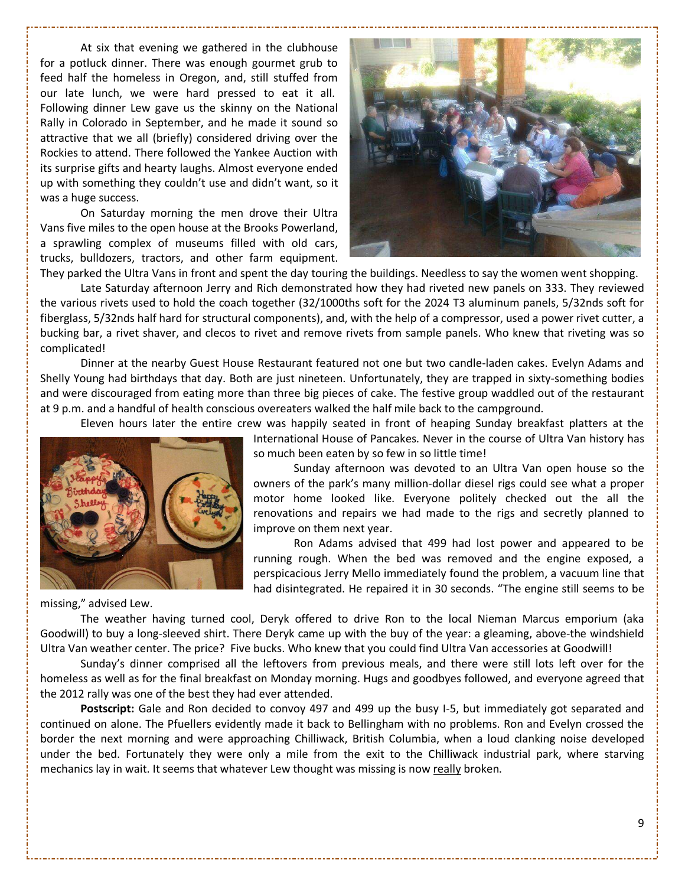At six that evening we gathered in the clubhouse for a potluck dinner. There was enough gourmet grub to feed half the homeless in Oregon, and, still stuffed from our late lunch, we were hard pressed to eat it all. Following dinner Lew gave us the skinny on the National Rally in Colorado in September, and he made it sound so attractive that we all (briefly) considered driving over the Rockies to attend. There followed the Yankee Auction with its surprise gifts and hearty laughs. Almost everyone ended up with something they couldn't use and didn't want, so it was a huge success.

On Saturday morning the men drove their Ultra Vans five miles to the open house at the Brooks Powerland, a sprawling complex of museums filled with old cars, trucks, bulldozers, tractors, and other farm equipment. They parked the Ultra Vans in front and spent the day touring the buildings. Needless to say the women went shopping.

Late Saturday afternoon Jerry and Rich demonstrated how they had riveted new panels on 333. They reviewed the various rivets used to hold the coach together (32/1000ths soft for the 2024 T3 aluminum panels, 5/32nds soft for fiberglass, 5/32nds half hard for structural components), and, with the help of a compressor, used a power rivet cutter, a bucking bar, a rivet shaver, and clecos to rivet and remove rivets from sample panels. Who knew that riveting was so complicated!

Dinner at the nearby Guest House Restaurant featured not one but two candle-laden cakes. Evelyn Adams and Shelly Young had birthdays that day. Both are just nineteen. Unfortunately, they are trapped in sixty-something bodies and were discouraged from eating more than three big pieces of cake. The festive group waddled out of the restaurant at 9 p.m. and a handful of health conscious overeaters walked the half mile back to the campground.

Eleven hours later the entire crew was happily seated in front of heaping Sunday breakfast platters at the International House of Pancakes. Never in the course of Ultra Van history has so much been eaten by so few in so little time!

Sunday afternoon was devoted to an Ultra Van open house so the owners of the park's many million-dollar diesel rigs could see what a proper motor home looked like. Everyone politely checked out the all the renovations and repairs we had made to the rigs and secretly planned to improve on them next year.

Ron Adams advised that 499 had lost power and appeared to be running rough. When the bed was removed and the engine exposed, a perspicacious Jerry Mello immediately found the problem, a vacuum line that had disintegrated. He repaired it in 30 seconds. "The engine still seems to be missing," advised Lew.

The weather having turned cool, Deryk offered to drive Ron to the local Nieman Marcus emporium (aka Goodwill) to buy a long-sleeved shirt. There Deryk came up with the buy of the year: a gleaming, above-the windshield Ultra Van weather center. The price? Five bucks. Who knew that you could find Ultra Van accessories at Goodwill!

Sunday's dinner comprised all the leftovers from previous meals, and there were still lots left over for the homeless as well as for the final breakfast on Monday morning. Hugs and goodbyes followed, and everyone agreed that the 2012 rally was one of the best they had ever attended.

**Postscript:** Gale and Ron decided to convoy 497 and 499 up the busy I-5, but immediately got separated and continued on alone. The Pfuellers evidently made it back to Bellingham with no problems. Ron and Evelyn crossed the border the next morning and were approaching Chilliwack, British Columbia, when a loud clanking noise developed under the bed. Fortunately they were only a mile from the exit to the Chilliwack industrial park, where starving mechanics lay in wait. It seems that whatever Lew thought was missing is now <u>really</u> broken.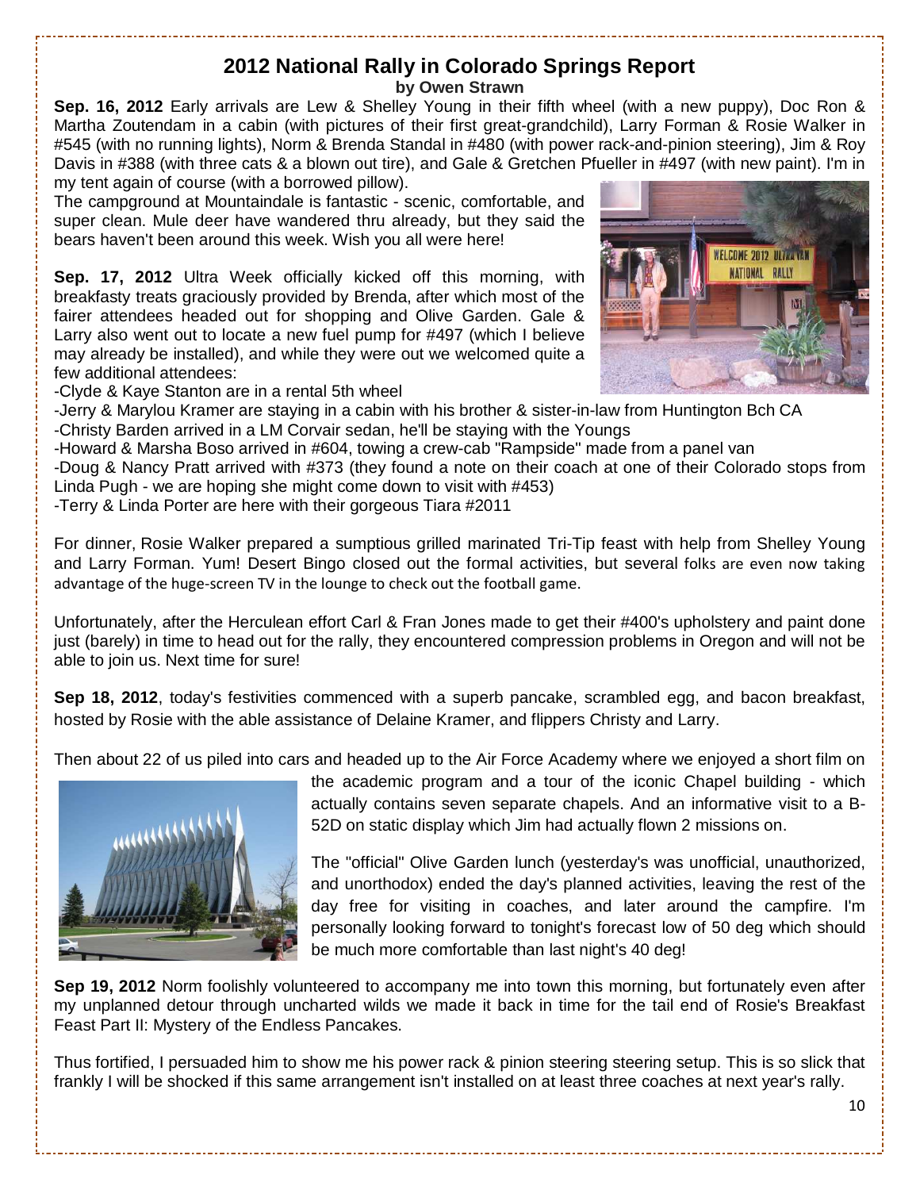# 2012 National Rally in Colorado Springs Report

**by Owen Strawn**

**Sep. 16, 2012** Early arrivals are Lew & Shelley Young in their fifth wheel (with a new puppy), Doc Ron & Martha Zoutendam in a cabin (with pictures of their first great-grandchild), Larry Forman & Rosie Walker in #545 (with no running lights), Norm & Brenda Standal in #480 (with power rack-and-pinion steering), Jim & Roy Davis in #388 (with three cats & a blown out tire), and Gale & Gretchen Pfueller in #497 (with new paint). I'm in my tent again of course (with a borrowed pillow).

The campground at Mountaindale is fantastic - scenic, comfortable, and super clean. Mule deer have wandered thru already, but they said the bears haven't been around this week. Wish you all were here!

**Sep. 17, 2012** Ultra Week officially kicked off this morning, with breakfasty treats graciously provided by Brenda, after which most of the fairer attendees headed out for shopping and Olive Garden. Gale & Larry also went out to locate a new fuel pump for #497 (which I believe may already be installed), and while they were out we welcomed quite a few additional attendees:

-Clyde & Kaye Stanton are in a rental 5th wheel
-Jerry & Marylou Kramer are staying in a cabin with his brother & sister-in-law from Huntington Bch CA
-Christy Barden arrived in a LM Corvair sedan, he'll be staying with the Youngs
-Howard & Marsha Boso arrived in #604, towing a crew-cab "Rampside" made from a panel van
-Doug & Nancy Pratt arrived with #373 (they found a note on their coach at one of their Colorado stops from Linda Pugh - we are hoping she might come down to visit with #453)
-Terry & Linda Porter are here with their gorgeous Tiara #2011

For dinner, Rosie Walker prepared a sumptious grilled marinated Tri-Tip feast with help from Shelley Young and Larry Forman. Yum! Desert Bingo closed out the formal activities, but several folks are even now taking advantage of the huge-screen TV in the lounge to check out the football game.

Unfortunately, after the Herculean effort Carl & Fran Jones made to get their #400's upholstery and paint done just (barely) in time to head out for the rally, they encountered compression problems in Oregon and will not be able to join us. Next time for sure!

**Sep 18, 2012**, today's festivities commenced with a superb pancake, scrambled egg, and bacon breakfast, hosted by Rosie with the able assistance of Delaine Kramer, and flippers Christy and Larry.

Then about 22 of us piled into cars and headed up to the Air Force Academy where we enjoyed a short film on the academic program and a tour of the iconic Chapel building - which actually contains seven separate chapels. And an informative visit to a B-52D on static display which Jim had actually flown 2 missions on.

The "official" Olive Garden lunch (yesterday's was unofficial, unauthorized, and unorthodox) ended the day's planned activities, leaving the rest of the day free for visiting in coaches, and later around the campfire. I'm personally looking forward to tonight's forecast low of 50 deg which should be much more comfortable than last night's 40 deg!

**Sep 19, 2012** Norm foolishly volunteered to accompany me into town this morning, but fortunately even after my unplanned detour through uncharted wilds we made it back in time for the tail end of Rosie's Breakfast Feast Part II: Mystery of the Endless Pancakes.

Thus fortified, I persuaded him to show me his power rack & pinion steering steering setup. This is so slick that frankly I will be shocked if this same arrangement isn't installed on at least three coaches at next year's rally.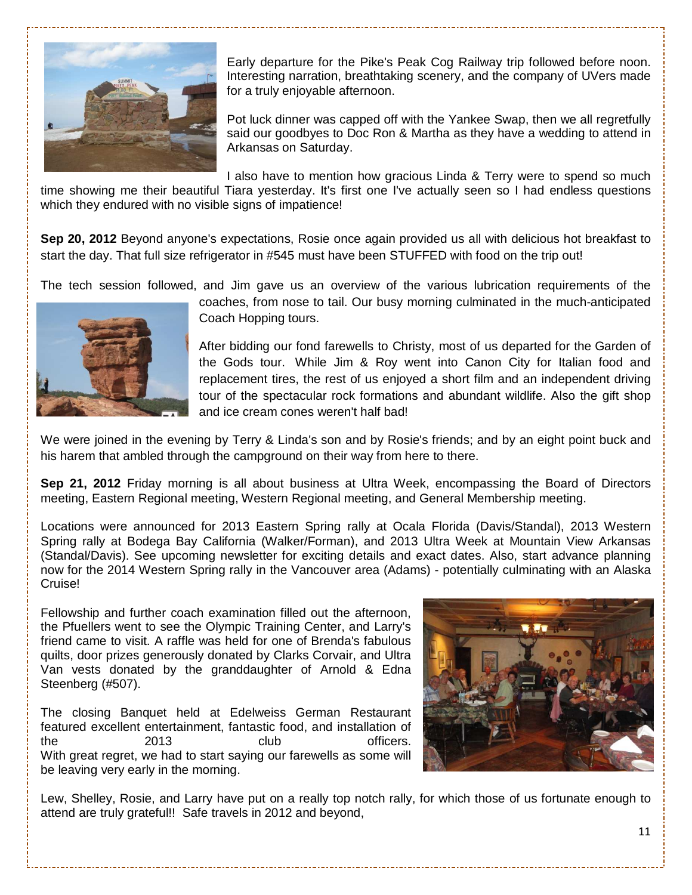Early departure for the Pike's Peak Cog Railway trip followed before noon. Interesting narration, breathtaking scenery, and the company of UVers made for a truly enjoyable afternoon.

Pot luck dinner was capped off with the Yankee Swap, then we all regretfully said our goodbyes to Doc Ron & Martha as they have a wedding to attend in Arkansas on Saturday.

I also have to mention how gracious Linda & Terry were to spend so much time showing me their beautiful Tiara yesterday. It's first one I've actually seen so I had endless questions which they endured with no visible signs of impatience!

**Sep 20, 2012** Beyond anyone's expectations, Rosie once again provided us all with delicious hot breakfast to start the day. That full size refrigerator in #545 must have been STUFFED with food on the trip out!

The tech session followed, and Jim gave us an overview of the various lubrication requirements of the coaches, from nose to tail. Our busy morning culminated in the much-anticipated Coach Hopping tours.

After bidding our fond farewells to Christy, most of us departed for the Garden of the Gods tour. While Jim & Roy went into Canon City for Italian food and replacement tires, the rest of us enjoyed a short film and an independent driving tour of the spectacular rock formations and abundant wildlife. Also the gift shop and ice cream cones weren't half bad!

We were joined in the evening by Terry & Linda's son and by Rosie's friends; and by an eight point buck and his harem that ambled through the campground on their way from here to there.

**Sep 21, 2012** Friday morning is all about business at Ultra Week, encompassing the Board of Directors meeting, Eastern Regional meeting, Western Regional meeting, and General Membership meeting.

Locations were announced for 2013 Eastern Spring rally at Ocala Florida (Davis/Standal), 2013 Western Spring rally at Bodega Bay California (Walker/Forman), and 2013 Ultra Week at Mountain View Arkansas (Standal/Davis). See upcoming newsletter for exciting details and exact dates. Also, start advance planning now for the 2014 Western Spring rally in the Vancouver area (Adams) - potentially culminating with an Alaska Cruise!

Fellowship and further coach examination filled out the afternoon, the Pfuellers went to see the Olympic Training Center, and Larry's friend came to visit. A raffle was held for one of Brenda's fabulous quilts, door prizes generously donated by Clarks Corvair, and Ultra Van vests donated by the granddaughter of Arnold & Edna Steenberg (#507).

The closing Banquet held at Edelweiss German Restaurant featured excellent entertainment, fantastic food, and installation of the 2013 club officers. With great regret, we had to start saying our farewells as some will be leaving very early in the morning.

Lew, Shelley, Rosie, and Larry have put on a really top notch rally, for which those of us fortunate enough to attend are truly grateful!! Safe travels in 2012 and beyond,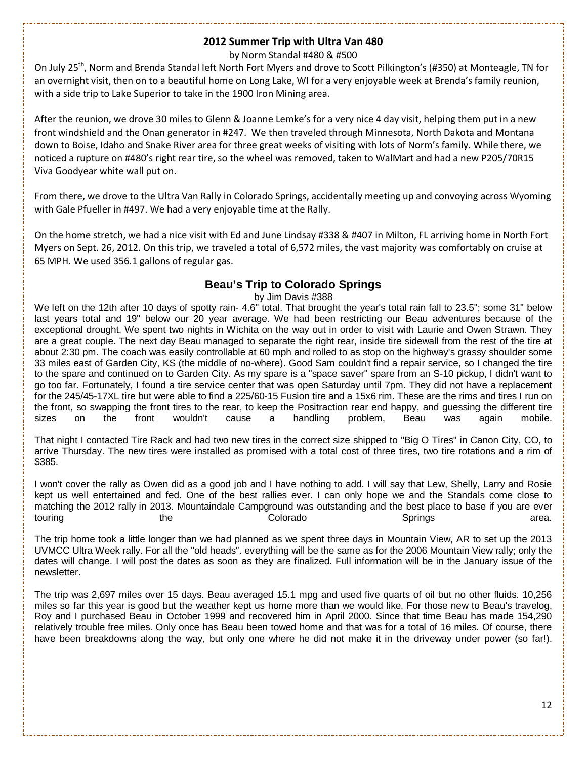## 2012 Summer Trip with Ultra Van 480

by Norm Standal #480 & #500

On July 25th, Norm and Brenda Standal left North Fort Myers and drove to Scott Pilkington's (#350) at Monteagle, TN for an overnight visit, then on to a beautiful home on Long Lake, WI for a very enjoyable week at Brenda's family reunion, with a side trip to Lake Superior to take in the 1900 Iron Mining area.

After the reunion, we drove 30 miles to Glenn & Joanne Lemke's for a very nice 4 day visit, helping them put in a new front windshield and the Onan generator in #247. We then traveled through Minnesota, North Dakota and Montana down to Boise, Idaho and Snake River area for three great weeks of visiting with lots of Norm's family. While there, we noticed a rupture on #480's right rear tire, so the wheel was removed, taken to WalMart and had a new P205/70R15 Viva Goodyear white wall put on.

From there, we drove to the Ultra Van Rally in Colorado Springs, accidentally meeting up and convoying across Wyoming with Gale Pfueller in #497. We had a very enjoyable time at the Rally.

On the home stretch, we had a nice visit with Ed and June Lindsay #338 & #407 in Milton, FL arriving home in North Fort Myers on Sept. 26, 2012. On this trip, we traveled a total of 6,572 miles, the vast majority was comfortably on cruise at 65 MPH. We used 356.1 gallons of regular gas.

## Beau's Trip to Colorado Springs

by Jim Davis #388

We left on the 12th after 10 days of spotty rain- 4.6" total. That brought the year's total rain fall to 23.5"; some 31" below last years total and 19" below our 20 year average. We had been restricting our Beau adventures because of the exceptional drought. We spent two nights in Wichita on the way out in order to visit with Laurie and Owen Strawn. They are a great couple. The next day Beau managed to separate the right rear, inside tire sidewall from the rest of the tire at about 2:30 pm. The coach was easily controllable at 60 mph and rolled to as stop on the highway's grassy shoulder some 33 miles east of Garden City, KS (the middle of no-where). Good Sam couldn't find a repair service, so I changed the tire to the spare and continued on to Garden City. As my spare is a "space saver" spare from an S-10 pickup, I didn't want to go too far. Fortunately, I found a tire service center that was open Saturday until 7pm. They did not have a replacement for the 245/45-17XL tire but were able to find a 225/60-15 Fusion tire and a 15x6 rim. These are the rims and tires I run on the front, so swapping the front tires to the rear, to keep the Positraction rear end happy, and guessing the different tire sizes on the front wouldn't cause a handling problem, Beau was again mobile.

That night I contacted Tire Rack and had two new tires in the correct size shipped to "Big O Tires" in Canon City, CO, to arrive Thursday. The new tires were installed as promised with a total cost of three tires, two tire rotations and a rim of $385.

I won't cover the rally as Owen did as a good job and I have nothing to add. I will say that Lew, Shelly, Larry and Rosie kept us well entertained and fed. One of the best rallies ever. I can only hope we and the Standals come close to matching the 2012 rally in 2013. Mountaindale Campground was outstanding and the best place to base if you are ever touring the Colorado Springs area.

The trip home took a little longer than we had planned as we spent three days in Mountain View, AR to set up the 2013 UVMCC Ultra Week rally. For all the "old heads". everything will be the same as for the 2006 Mountain View rally; only the dates will change. I will post the dates as soon as they are finalized. Full information will be in the January issue of the newsletter.

The trip was 2,697 miles over 15 days. Beau averaged 15.1 mpg and used five quarts of oil but no other fluids. 10,256 miles so far this year is good but the weather kept us home more than we would like. For those new to Beau's travelog, Roy and I purchased Beau in October 1999 and recovered him in April 2000. Since that time Beau has made 154,290 relatively trouble free miles. Only once has Beau been towed home and that was for a total of 16 miles. Of course, there have been breakdowns along the way, but only one where he did not make it in the driveway under power (so far!).